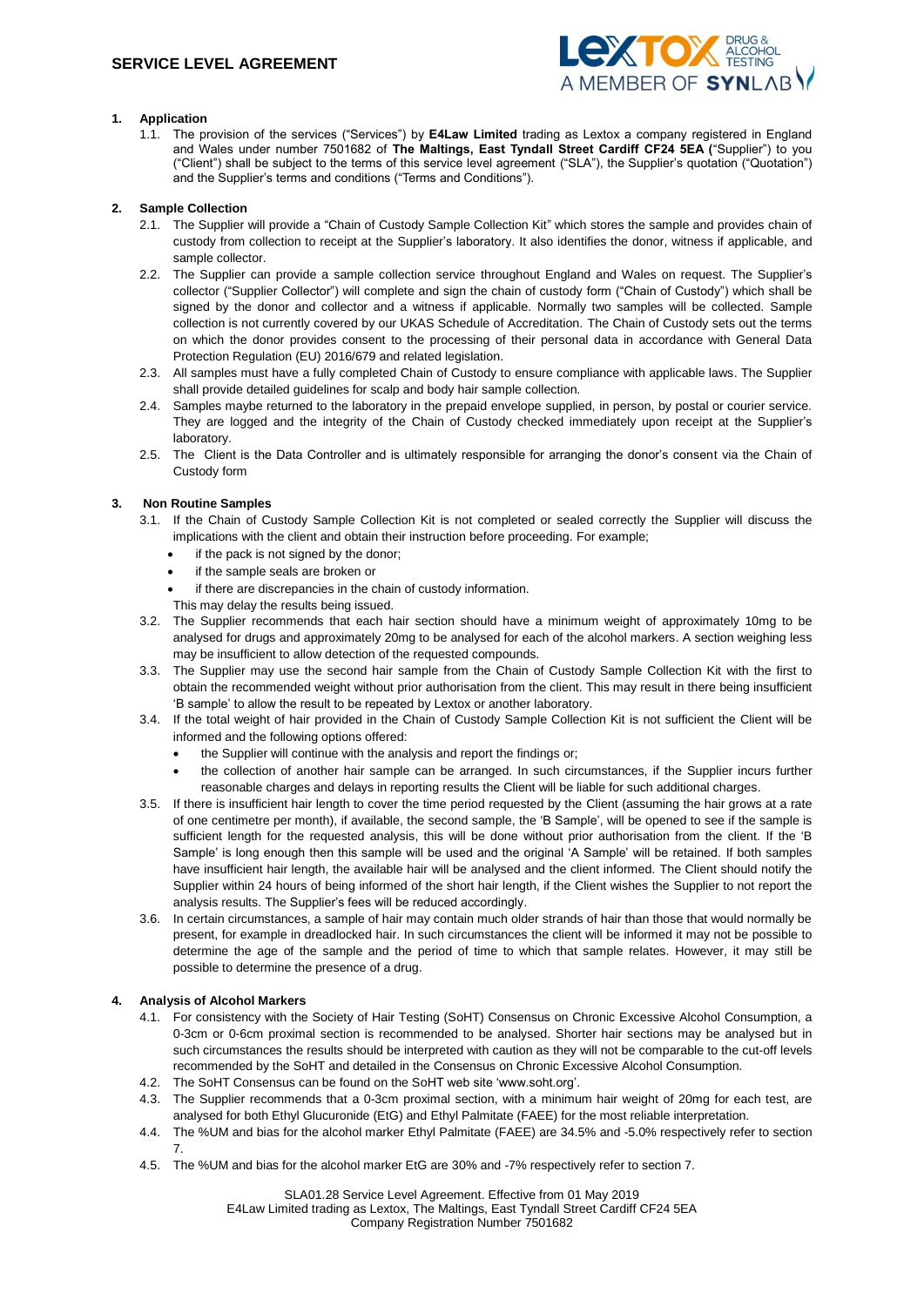# SERVICE LEVEL AGREEMENT

LEXTOX DRUG & ALCOHOL TESTING
A MEMBER OF SYNLAB

**1. Application**

1.1. The provision of the services ("Services") by **E4Law Limited** trading as Lextox a company registered in England and Wales under number 7501682 of **The Maltings, East Tyndall Street Cardiff CF24 5EA (**"Supplier") to you ("Client") shall be subject to the terms of this service level agreement ("SLA"), the Supplier's quotation ("Quotation") and the Supplier's terms and conditions ("Terms and Conditions").

**2. Sample Collection**

2.1. The Supplier will provide a "Chain of Custody Sample Collection Kit" which stores the sample and provides chain of custody from collection to receipt at the Supplier's laboratory. It also identifies the donor, witness if applicable, and sample collector.

2.2. The Supplier can provide a sample collection service throughout England and Wales on request. The Supplier's collector ("Supplier Collector") will complete and sign the chain of custody form ("Chain of Custody") which shall be signed by the donor and collector and a witness if applicable. Normally two samples will be collected. Sample collection is not currently covered by our UKAS Schedule of Accreditation. The Chain of Custody sets out the terms on which the donor provides consent to the processing of their personal data in accordance with General Data Protection Regulation (EU) 2016/679 and related legislation.

2.3. All samples must have a fully completed Chain of Custody to ensure compliance with applicable laws. The Supplier shall provide detailed guidelines for scalp and body hair sample collection.

2.4. Samples maybe returned to the laboratory in the prepaid envelope supplied, in person, by postal or courier service. They are logged and the integrity of the Chain of Custody checked immediately upon receipt at the Supplier's laboratory.

2.5. The Client is the Data Controller and is ultimately responsible for arranging the donor's consent via the Chain of Custody form

**3. Non Routine Samples**

3.1. If the Chain of Custody Sample Collection Kit is not completed or sealed correctly the Supplier will discuss the implications with the client and obtain their instruction before proceeding. For example;

- if the pack is not signed by the donor;
- if the sample seals are broken or
- if there are discrepancies in the chain of custody information.

This may delay the results being issued.

3.2. The Supplier recommends that each hair section should have a minimum weight of approximately 10mg to be analysed for drugs and approximately 20mg to be analysed for each of the alcohol markers. A section weighing less may be insufficient to allow detection of the requested compounds.

3.3. The Supplier may use the second hair sample from the Chain of Custody Sample Collection Kit with the first to obtain the recommended weight without prior authorisation from the client. This may result in there being insufficient 'B sample' to allow the result to be repeated by Lextox or another laboratory.

3.4. If the total weight of hair provided in the Chain of Custody Sample Collection Kit is not sufficient the Client will be informed and the following options offered:

- the Supplier will continue with the analysis and report the findings or;
- the collection of another hair sample can be arranged. In such circumstances, if the Supplier incurs further reasonable charges and delays in reporting results the Client will be liable for such additional charges.

3.5. If there is insufficient hair length to cover the time period requested by the Client (assuming the hair grows at a rate of one centimetre per month), if available, the second sample, the 'B Sample', will be opened to see if the sample is sufficient length for the requested analysis, this will be done without prior authorisation from the client. If the 'B Sample' is long enough then this sample will be used and the original 'A Sample' will be retained. If both samples have insufficient hair length, the available hair will be analysed and the client informed. The Client should notify the Supplier within 24 hours of being informed of the short hair length, if the Client wishes the Supplier to not report the analysis results. The Supplier's fees will be reduced accordingly.

3.6. In certain circumstances, a sample of hair may contain much older strands of hair than those that would normally be present, for example in dreadlocked hair. In such circumstances the client will be informed it may not be possible to determine the age of the sample and the period of time to which that sample relates. However, it may still be possible to determine the presence of a drug.

**4. Analysis of Alcohol Markers**

4.1. For consistency with the Society of Hair Testing (SoHT) Consensus on Chronic Excessive Alcohol Consumption, a 0-3cm or 0-6cm proximal section is recommended to be analysed. Shorter hair sections may be analysed but in such circumstances the results should be interpreted with caution as they will not be comparable to the cut-off levels recommended by the SoHT and detailed in the Consensus on Chronic Excessive Alcohol Consumption.

4.2. The SoHT Consensus can be found on the SoHT web site 'www.soht.org'.

4.3. The Supplier recommends that a 0-3cm proximal section, with a minimum hair weight of 20mg for each test, are analysed for both Ethyl Glucuronide (EtG) and Ethyl Palmitate (FAEE) for the most reliable interpretation.

4.4. The %UM and bias for the alcohol marker Ethyl Palmitate (FAEE) are 34.5% and -5.0% respectively refer to section 7.

4.5. The %UM and bias for the alcohol marker EtG are 30% and -7% respectively refer to section 7.

SLA01.28 Service Level Agreement. Effective from 01 May 2019
E4Law Limited trading as Lextox, The Maltings, East Tyndall Street Cardiff CF24 5EA
Company Registration Number 7501682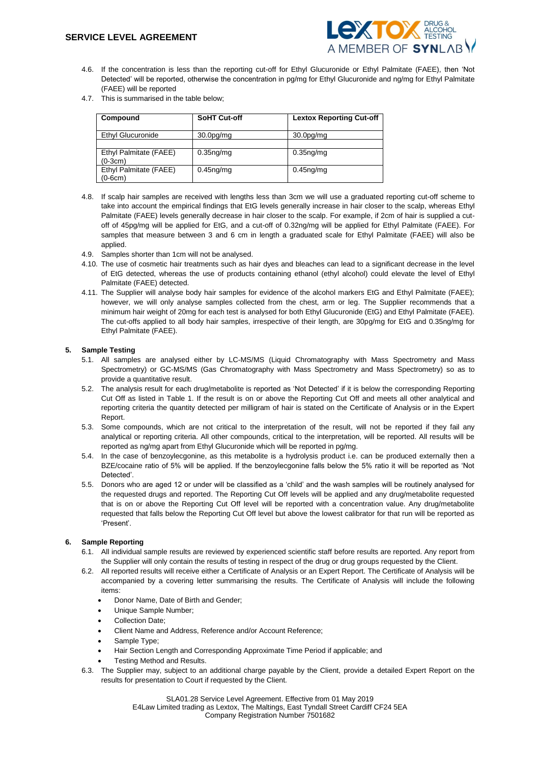4.6. If the concentration is less than the reporting cut-off for Ethyl Glucuronide or Ethyl Palmitate (FAEE), then 'Not Detected' will be reported, otherwise the concentration in pg/mg for Ethyl Glucuronide and ng/mg for Ethyl Palmitate (FAEE) will be reported

4.7. This is summarised in the table below;

| Compound | SoHT Cut-off | Lextox Reporting Cut-off |
|---|---|---|
| Ethyl Glucuronide | 30.0pg/mg | 30.0pg/mg |
| | | |
| Ethyl Palmitate (FAEE) (0-3cm) | 0.35ng/mg | 0.35ng/mg |
| Ethyl Palmitate (FAEE) (0-6cm) | 0.45ng/mg | 0.45ng/mg |

4.8. If scalp hair samples are received with lengths less than 3cm we will use a graduated reporting cut-off scheme to take into account the empirical findings that EtG levels generally increase in hair closer to the scalp, whereas Ethyl Palmitate (FAEE) levels generally decrease in hair closer to the scalp. For example, if 2cm of hair is supplied a cut-off of 45pg/mg will be applied for EtG, and a cut-off of 0.32ng/mg will be applied for Ethyl Palmitate (FAEE). For samples that measure between 3 and 6 cm in length a graduated scale for Ethyl Palmitate (FAEE) will also be applied.

4.9. Samples shorter than 1cm will not be analysed.

4.10. The use of cosmetic hair treatments such as hair dyes and bleaches can lead to a significant decrease in the level of EtG detected, whereas the use of products containing ethanol (ethyl alcohol) could elevate the level of Ethyl Palmitate (FAEE) detected.

4.11. The Supplier will analyse body hair samples for evidence of the alcohol markers EtG and Ethyl Palmitate (FAEE); however, we will only analyse samples collected from the chest, arm or leg. The Supplier recommends that a minimum hair weight of 20mg for each test is analysed for both Ethyl Glucuronide (EtG) and Ethyl Palmitate (FAEE). The cut-offs applied to all body hair samples, irrespective of their length, are 30pg/mg for EtG and 0.35ng/mg for Ethyl Palmitate (FAEE).

## 5. Sample Testing

5.1. All samples are analysed either by LC-MS/MS (Liquid Chromatography with Mass Spectrometry and Mass Spectrometry) or GC-MS/MS (Gas Chromatography with Mass Spectrometry and Mass Spectrometry) so as to provide a quantitative result.

5.2. The analysis result for each drug/metabolite is reported as 'Not Detected' if it is below the corresponding Reporting Cut Off as listed in Table 1. If the result is on or above the Reporting Cut Off and meets all other analytical and reporting criteria the quantity detected per milligram of hair is stated on the Certificate of Analysis or in the Expert Report.

5.3. Some compounds, which are not critical to the interpretation of the result, will not be reported if they fail any analytical or reporting criteria. All other compounds, critical to the interpretation, will be reported. All results will be reported as ng/mg apart from Ethyl Glucuronide which will be reported in pg/mg.

5.4. In the case of benzoylecgonine, as this metabolite is a hydrolysis product i.e. can be produced externally then a BZE/cocaine ratio of 5% will be applied. If the benzoylecgonine falls below the 5% ratio it will be reported as 'Not Detected'.

5.5. Donors who are aged 12 or under will be classified as a 'child' and the wash samples will be routinely analysed for the requested drugs and reported. The Reporting Cut Off levels will be applied and any drug/metabolite requested that is on or above the Reporting Cut Off level will be reported with a concentration value. Any drug/metabolite requested that falls below the Reporting Cut Off level but above the lowest calibrator for that run will be reported as 'Present'.

## 6. Sample Reporting

6.1. All individual sample results are reviewed by experienced scientific staff before results are reported. Any report from the Supplier will only contain the results of testing in respect of the drug or drug groups requested by the Client.

6.2. All reported results will receive either a Certificate of Analysis or an Expert Report. The Certificate of Analysis will be accompanied by a covering letter summarising the results. The Certificate of Analysis will include the following items:

- Donor Name, Date of Birth and Gender;
- Unique Sample Number;
- Collection Date;
- Client Name and Address, Reference and/or Account Reference;
- Sample Type;
- Hair Section Length and Corresponding Approximate Time Period if applicable; and
- Testing Method and Results.

6.3. The Supplier may, subject to an additional charge payable by the Client, provide a detailed Expert Report on the results for presentation to Court if requested by the Client.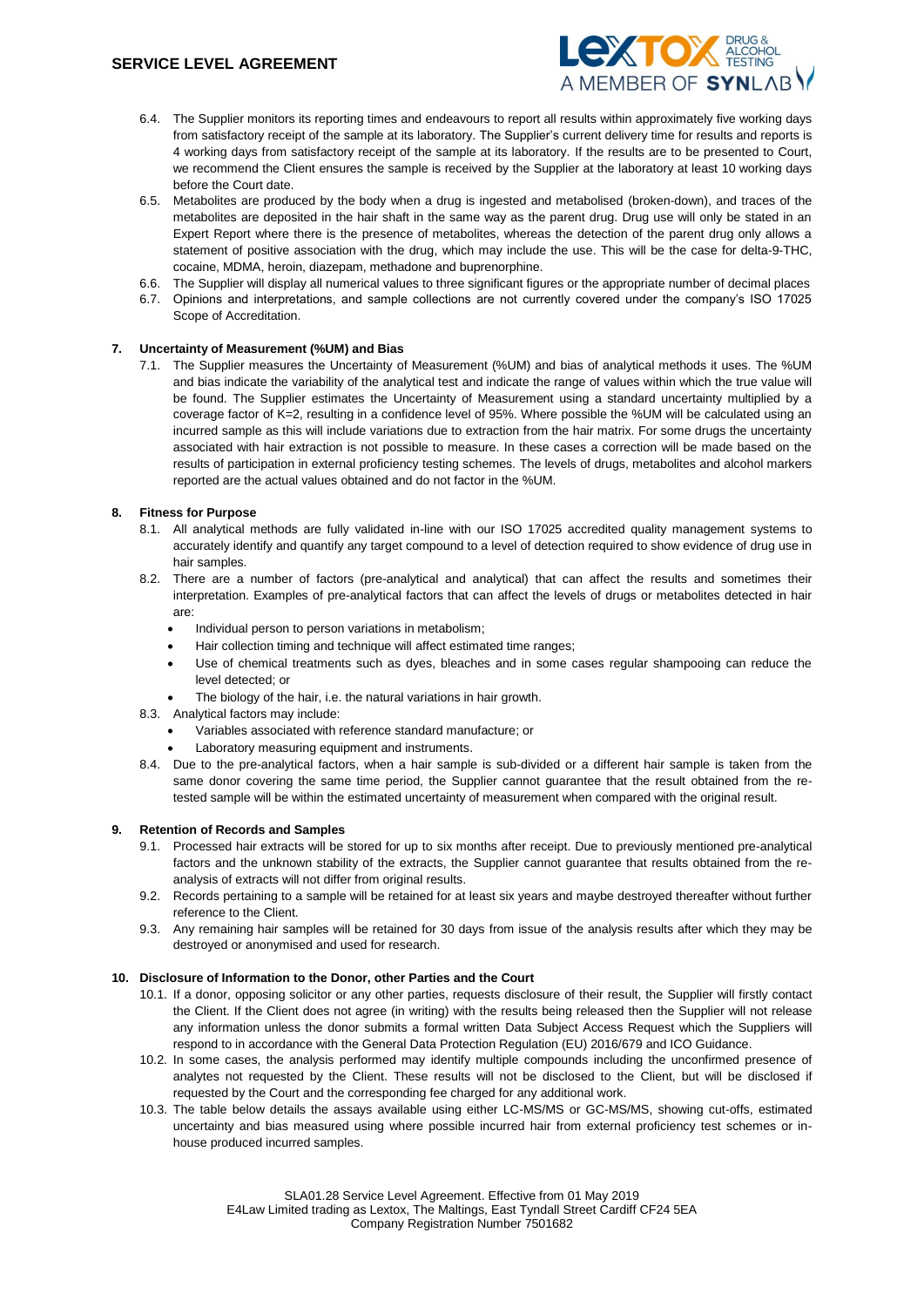6.4. The Supplier monitors its reporting times and endeavours to report all results within approximately five working days from satisfactory receipt of the sample at its laboratory. The Supplier's current delivery time for results and reports is 4 working days from satisfactory receipt of the sample at its laboratory. If the results are to be presented to Court, we recommend the Client ensures the sample is received by the Supplier at the laboratory at least 10 working days before the Court date.

6.5. Metabolites are produced by the body when a drug is ingested and metabolised (broken-down), and traces of the metabolites are deposited in the hair shaft in the same way as the parent drug. Drug use will only be stated in an Expert Report where there is the presence of metabolites, whereas the detection of the parent drug only allows a statement of positive association with the drug, which may include the use. This will be the case for delta-9-THC, cocaine, MDMA, heroin, diazepam, methadone and buprenorphine.

6.6. The Supplier will display all numerical values to three significant figures or the appropriate number of decimal places

6.7. Opinions and interpretations, and sample collections are not currently covered under the company's ISO 17025 Scope of Accreditation.

## 7. Uncertainty of Measurement (%UM) and Bias

7.1. The Supplier measures the Uncertainty of Measurement (%UM) and bias of analytical methods it uses. The %UM and bias indicate the variability of the analytical test and indicate the range of values within which the true value will be found. The Supplier estimates the Uncertainty of Measurement using a standard uncertainty multiplied by a coverage factor of K=2, resulting in a confidence level of 95%. Where possible the %UM will be calculated using an incurred sample as this will include variations due to extraction from the hair matrix. For some drugs the uncertainty associated with hair extraction is not possible to measure. In these cases a correction will be made based on the results of participation in external proficiency testing schemes. The levels of drugs, metabolites and alcohol markers reported are the actual values obtained and do not factor in the %UM.

## 8. Fitness for Purpose

8.1. All analytical methods are fully validated in-line with our ISO 17025 accredited quality management systems to accurately identify and quantify any target compound to a level of detection required to show evidence of drug use in hair samples.

8.2. There are a number of factors (pre-analytical and analytical) that can affect the results and sometimes their interpretation. Examples of pre-analytical factors that can affect the levels of drugs or metabolites detected in hair are:

- Individual person to person variations in metabolism;
- Hair collection timing and technique will affect estimated time ranges;
- Use of chemical treatments such as dyes, bleaches and in some cases regular shampooing can reduce the level detected; or
- The biology of the hair, i.e. the natural variations in hair growth.

8.3. Analytical factors may include:

- Variables associated with reference standard manufacture; or
- Laboratory measuring equipment and instruments.

8.4. Due to the pre-analytical factors, when a hair sample is sub-divided or a different hair sample is taken from the same donor covering the same time period, the Supplier cannot guarantee that the result obtained from the re-tested sample will be within the estimated uncertainty of measurement when compared with the original result.

## 9. Retention of Records and Samples

9.1. Processed hair extracts will be stored for up to six months after receipt. Due to previously mentioned pre-analytical factors and the unknown stability of the extracts, the Supplier cannot guarantee that results obtained from the re-analysis of extracts will not differ from original results.

9.2. Records pertaining to a sample will be retained for at least six years and maybe destroyed thereafter without further reference to the Client.

9.3. Any remaining hair samples will be retained for 30 days from issue of the analysis results after which they may be destroyed or anonymised and used for research.

## 10. Disclosure of Information to the Donor, other Parties and the Court

10.1. If a donor, opposing solicitor or any other parties, requests disclosure of their result, the Supplier will firstly contact the Client. If the Client does not agree (in writing) with the results being released then the Supplier will not release any information unless the donor submits a formal written Data Subject Access Request which the Suppliers will respond to in accordance with the General Data Protection Regulation (EU) 2016/679 and ICO Guidance.

10.2. In some cases, the analysis performed may identify multiple compounds including the unconfirmed presence of analytes not requested by the Client. These results will not be disclosed to the Client, but will be disclosed if requested by the Court and the corresponding fee charged for any additional work.

10.3. The table below details the assays available using either LC-MS/MS or GC-MS/MS, showing cut-offs, estimated uncertainty and bias measured using where possible incurred hair from external proficiency test schemes or in-house produced incurred samples.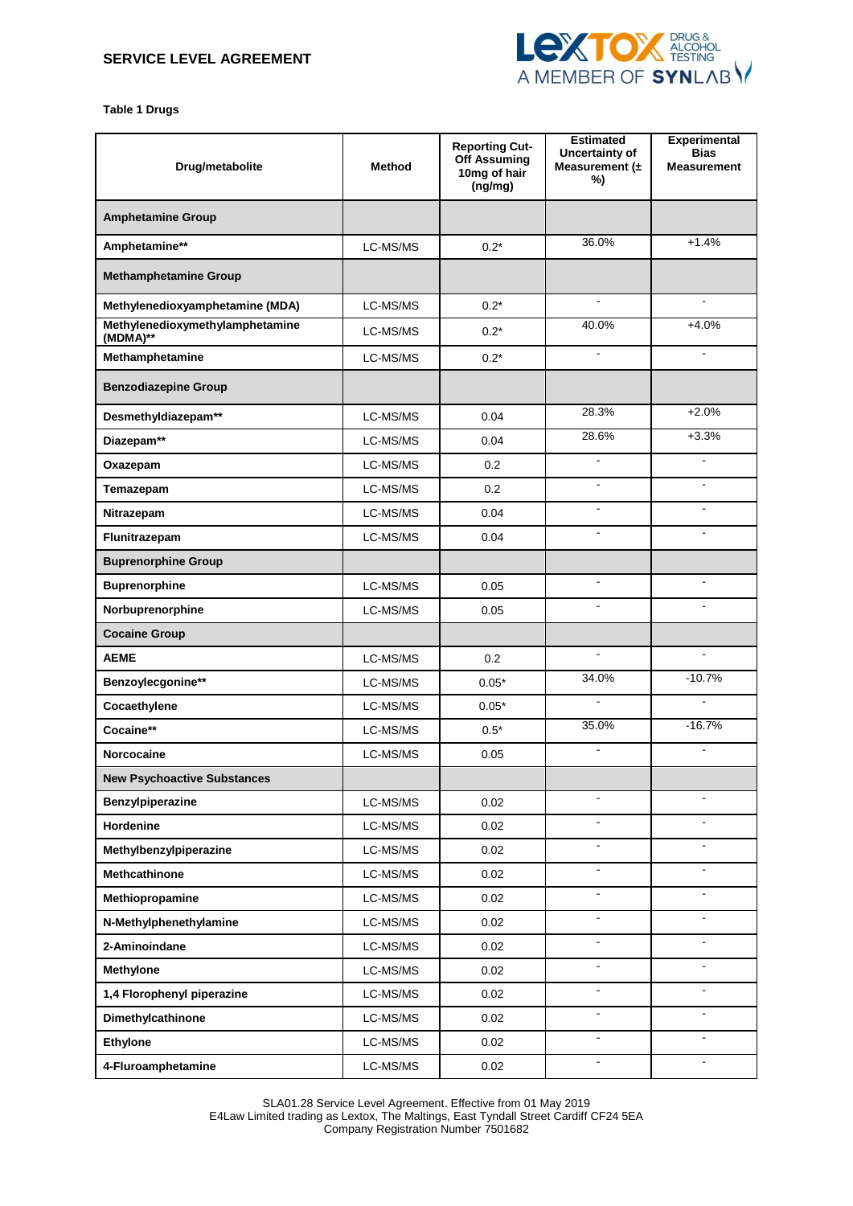**Table 1 Drugs**

| Drug/metabolite | Method | Reporting Cut-Off Assuming 10mg of hair (ng/mg) | Estimated Uncertainty of Measurement (± %) | Experimental Bias Measurement |
|---|---|---|---|---|
| **Amphetamine Group** | | | | |
| **Amphetamine**** | LC-MS/MS | 0.2* | 36.0% | +1.4% |
| **Methamphetamine Group** | | | | |
| **Methylenedioxyamphetamine (MDA)** | LC-MS/MS | 0.2* | - | - |
| **Methylenedioxymethylamphetamine (MDMA)**** | LC-MS/MS | 0.2* | 40.0% | +4.0% |
| **Methamphetamine** | LC-MS/MS | 0.2* | - | - |
| **Benzodiazepine Group** | | | | |
| **Desmethyldiazepam**** | LC-MS/MS | 0.04 | 28.3% | +2.0% |
| **Diazepam**** | LC-MS/MS | 0.04 | 28.6% | +3.3% |
| **Oxazepam** | LC-MS/MS | 0.2 | - | - |
| **Temazepam** | LC-MS/MS | 0.2 | - | - |
| **Nitrazepam** | LC-MS/MS | 0.04 | - | - |
| **Flunitrazepam** | LC-MS/MS | 0.04 | - | - |
| **Buprenorphine Group** | | | | |
| **Buprenorphine** | LC-MS/MS | 0.05 | - | - |
| **Norbuprenorphine** | LC-MS/MS | 0.05 | - | - |
| **Cocaine Group** | | | | |
| **AEME** | LC-MS/MS | 0.2 | - | - |
| **Benzoylecgonine**** | LC-MS/MS | 0.05* | 34.0% | -10.7% |
| **Cocaethylene** | LC-MS/MS | 0.05* | - | - |
| **Cocaine**** | LC-MS/MS | 0.5* | 35.0% | -16.7% |
| **Norcocaine** | LC-MS/MS | 0.05 | - | - |
| **New Psychoactive Substances** | | | | |
| **Benzylpiperazine** | LC-MS/MS | 0.02 | - | - |
| **Hordenine** | LC-MS/MS | 0.02 | - | - |
| **Methylbenzylpiperazine** | LC-MS/MS | 0.02 | - | - |
| **Methcathinone** | LC-MS/MS | 0.02 | - | - |
| **Methiopropamine** | LC-MS/MS | 0.02 | - | - |
| **N-Methylphenethylamine** | LC-MS/MS | 0.02 | - | - |
| **2-Aminoindane** | LC-MS/MS | 0.02 | - | - |
| **Methylone** | LC-MS/MS | 0.02 | - | - |
| **1,4 Florophenyl piperazine** | LC-MS/MS | 0.02 | - | - |
| **Dimethylcathinone** | LC-MS/MS | 0.02 | - | - |
| **Ethylone** | LC-MS/MS | 0.02 | - | - |
| **4-Fluroamphetamine** | LC-MS/MS | 0.02 | - | - |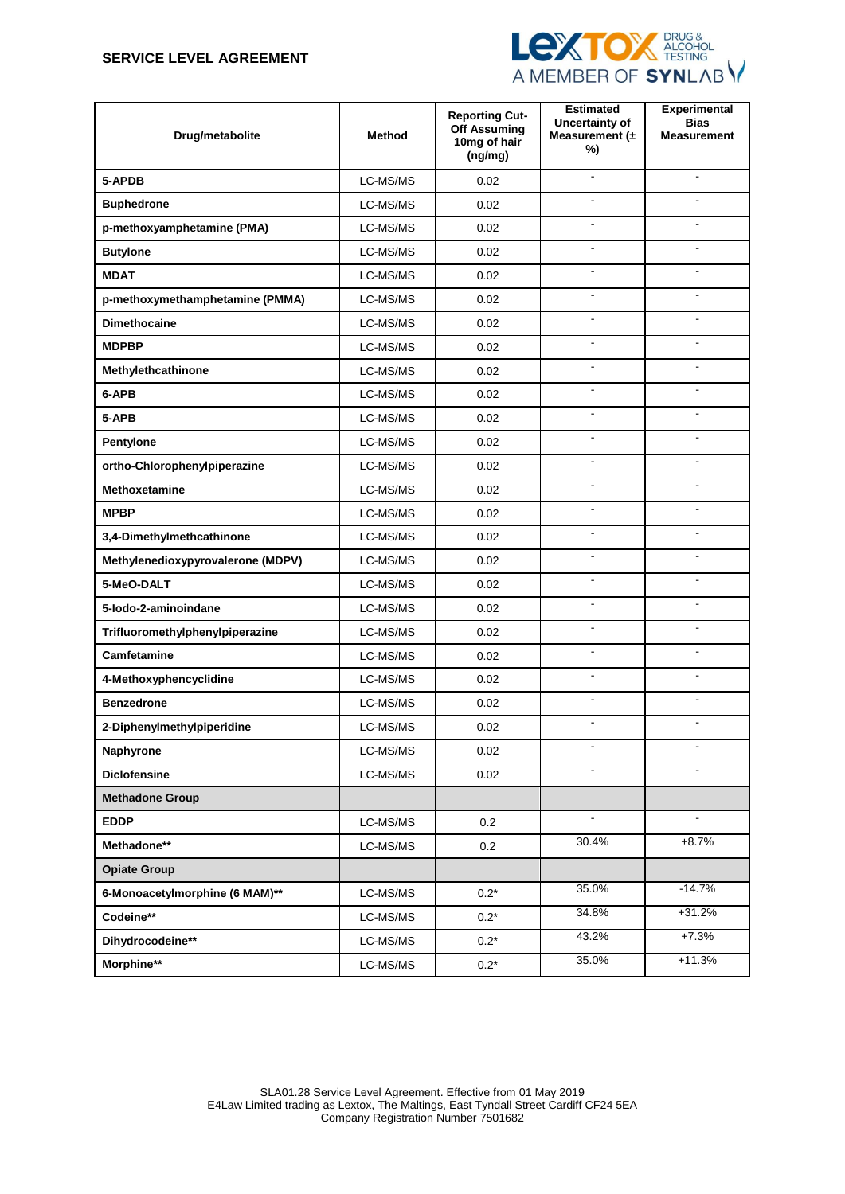**SERVICE LEVEL AGREEMENT**

| Drug/metabolite | Method | Reporting Cut-Off Assuming 10mg of hair (ng/mg) | Estimated Uncertainty of Measurement (± %) | Experimental Bias Measurement |
|---|---|---|---|---|
| **5-APDB** | LC-MS/MS | 0.02 | - | - |
| **Buphedrone** | LC-MS/MS | 0.02 | - | - |
| **p-methoxyamphetamine (PMA)** | LC-MS/MS | 0.02 | - | - |
| **Butylone** | LC-MS/MS | 0.02 | - | - |
| **MDAT** | LC-MS/MS | 0.02 | - | - |
| **p-methoxymethamphetamine (PMMA)** | LC-MS/MS | 0.02 | - | - |
| **Dimethocaine** | LC-MS/MS | 0.02 | - | - |
| **MDPBP** | LC-MS/MS | 0.02 | - | - |
| **Methylethcathinone** | LC-MS/MS | 0.02 | - | - |
| **6-APB** | LC-MS/MS | 0.02 | - | - |
| **5-APB** | LC-MS/MS | 0.02 | - | - |
| **Pentylone** | LC-MS/MS | 0.02 | - | - |
| **ortho-Chlorophenylpiperazine** | LC-MS/MS | 0.02 | - | - |
| **Methoxetamine** | LC-MS/MS | 0.02 | - | - |
| **MPBP** | LC-MS/MS | 0.02 | - | - |
| **3,4-Dimethylmethcathinone** | LC-MS/MS | 0.02 | - | - |
| **Methylenedioxypyrovalerone (MDPV)** | LC-MS/MS | 0.02 | - | - |
| **5-MeO-DALT** | LC-MS/MS | 0.02 | - | - |
| **5-Iodo-2-aminoindane** | LC-MS/MS | 0.02 | - | - |
| **Trifluoromethylphenylpiperazine** | LC-MS/MS | 0.02 | - | - |
| **Camfetamine** | LC-MS/MS | 0.02 | - | - |
| **4-Methoxyphencyclidine** | LC-MS/MS | 0.02 | - | - |
| **Benzedrone** | LC-MS/MS | 0.02 | - | - |
| **2-Diphenylmethylpiperidine** | LC-MS/MS | 0.02 | - | - |
| **Naphyrone** | LC-MS/MS | 0.02 | - | - |
| **Diclofensine** | LC-MS/MS | 0.02 | - | - |
| **Methadone Group** | | | | |
| **EDDP** | LC-MS/MS | 0.2 | - | - |
| **Methadone**** | LC-MS/MS | 0.2 | 30.4% | +8.7% |
| **Opiate Group** | | | | |
| **6-Monoacetylmorphine (6 MAM)**** | LC-MS/MS | 0.2* | 35.0% | -14.7% |
| **Codeine**** | LC-MS/MS | 0.2* | 34.8% | +31.2% |
| **Dihydrocodeine**** | LC-MS/MS | 0.2* | 43.2% | +7.3% |
| **Morphine**** | LC-MS/MS | 0.2* | 35.0% | +11.3% |

SLA01.28 Service Level Agreement. Effective from 01 May 2019
E4Law Limited trading as Lextox, The Maltings, East Tyndall Street Cardiff CF24 5EA
Company Registration Number 7501682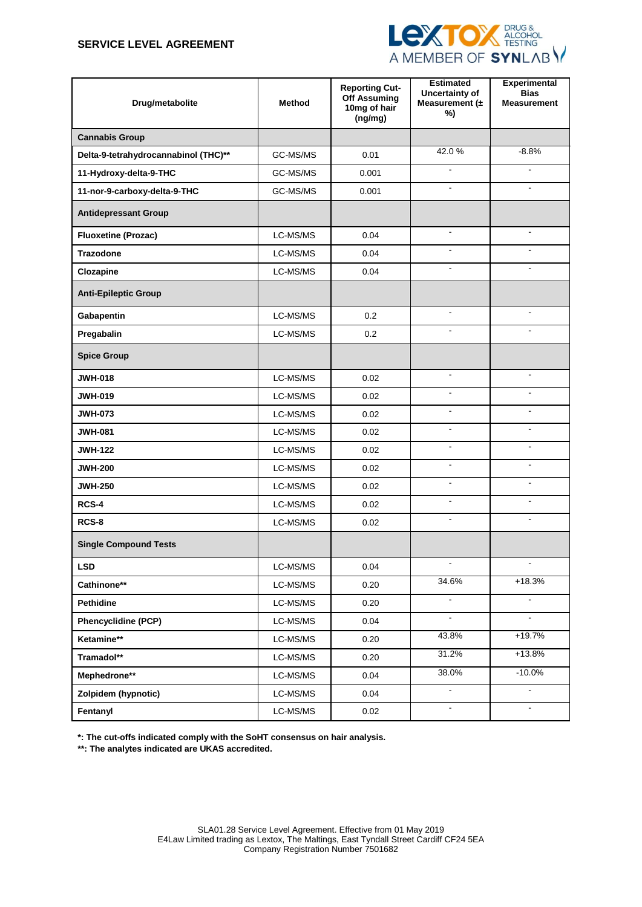**SERVICE LEVEL AGREEMENT**

| Drug/metabolite | Method | Reporting Cut-Off Assuming 10mg of hair (ng/mg) | Estimated Uncertainty of Measurement (± %) | Experimental Bias Measurement |
|---|---|---|---|---|
| **Cannabis Group** | | | | |
| **Delta-9-tetrahydrocannabinol (THC)**** | GC-MS/MS | 0.01 | 42.0 % | -8.8% |
| **11-Hydroxy-delta-9-THC** | GC-MS/MS | 0.001 | - | - |
| **11-nor-9-carboxy-delta-9-THC** | GC-MS/MS | 0.001 | - | - |
| **Antidepressant Group** | | | | |
| **Fluoxetine (Prozac)** | LC-MS/MS | 0.04 | - | - |
| **Trazodone** | LC-MS/MS | 0.04 | - | - |
| **Clozapine** | LC-MS/MS | 0.04 | - | - |
| **Anti-Epileptic Group** | | | | |
| **Gabapentin** | LC-MS/MS | 0.2 | - | - |
| **Pregabalin** | LC-MS/MS | 0.2 | - | - |
| **Spice Group** | | | | |
| **JWH-018** | LC-MS/MS | 0.02 | - | - |
| **JWH-019** | LC-MS/MS | 0.02 | - | - |
| **JWH-073** | LC-MS/MS | 0.02 | - | - |
| **JWH-081** | LC-MS/MS | 0.02 | - | - |
| **JWH-122** | LC-MS/MS | 0.02 | - | - |
| **JWH-200** | LC-MS/MS | 0.02 | - | - |
| **JWH-250** | LC-MS/MS | 0.02 | - | - |
| **RCS-4** | LC-MS/MS | 0.02 | - | - |
| **RCS-8** | LC-MS/MS | 0.02 | - | - |
| **Single Compound Tests** | | | | |
| **LSD** | LC-MS/MS | 0.04 | - | - |
| **Cathinone**** | LC-MS/MS | 0.20 | 34.6% | +18.3% |
| **Pethidine** | LC-MS/MS | 0.20 | - | - |
| **Phencyclidine (PCP)** | LC-MS/MS | 0.04 | - | - |
| **Ketamine**** | LC-MS/MS | 0.20 | 43.8% | +19.7% |
| **Tramadol**** | LC-MS/MS | 0.20 | 31.2% | +13.8% |
| **Mephedrone**** | LC-MS/MS | 0.04 | 38.0% | -10.0% |
| **Zolpidem (hypnotic)** | LC-MS/MS | 0.04 | - | - |
| **Fentanyl** | LC-MS/MS | 0.02 | - | - |

**\*: The cut-offs indicated comply with the SoHT consensus on hair analysis.**
**\*\*: The analytes indicated are UKAS accredited.**

SLA01.28 Service Level Agreement. Effective from 01 May 2019
E4Law Limited trading as Lextox, The Maltings, East Tyndall Street Cardiff CF24 5EA
Company Registration Number 7501682